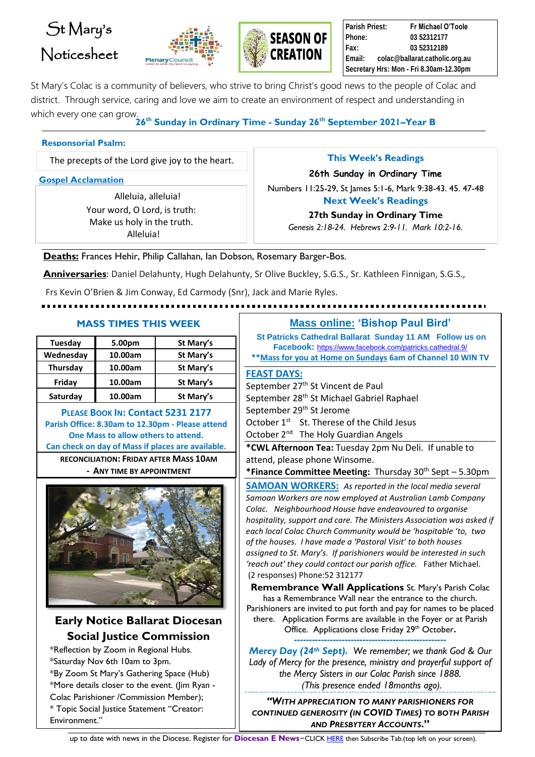# St Mary's Noticesheet

SEASON OF CREATION

| | |
|---|---|
| Parish Priest: | Fr Michael O'Toole |
| Phone: | 03 52312177 |
| Fax: | 03 52312189 |
| Email: | colac@ballarat.catholic.org.au |
| Secretary Hrs: Mon - Fri 8.30am-12.30pm | |

St Mary's Colac is a community of believers, who strive to bring Christ's good news to the people of Colac and district. Through service, caring and love we aim to create an environment of respect and understanding in which every one can grow.

## 26th Sunday in Ordinary Time - Sunday 26th September 2021–Year B

**Responsorial Psalm:**

The precepts of the Lord give joy to the heart.

**Gospel Acclamation**

Alleluia, alleluia!
Your word, O Lord, is truth:
Make us holy in the truth.
Alleluia!

**This Week's Readings**

**26th Sunday in Ordinary Time**

Numbers 11:25-29, St James 5:1-6, Mark 9:38-43. 45. 47-48

**Next Week's Readings**

**27th Sunday in Ordinary Time**

*Genesis 2:18-24. Hebrews 2:9-11. Mark 10:2-16.*

**Deaths:** Frances Hehir, Philip Callahan, Ian Dobson, Rosemary Barger-Bos.

**Anniversaries**: Daniel Delahunty, Hugh Delahunty, Sr Olive Buckley, S.G.S., Sr. Kathleen Finnigan, S.G.S., Frs Kevin O'Brien & Jim Conway, Ed Carmody (Snr), Jack and Marie Ryles.

## MASS TIMES THIS WEEK

| Day | Time | Location |
|---|---|---|
| Tuesday | 5.00pm | St Mary's |
| Wednesday | 10.00am | St Mary's |
| Thursday | 10.00am | St Mary's |
| Friday | 10.00am | St Mary's |
| Saturday | 10.00am | St Mary's |

**PLEASE BOOK IN: Contact 5231 2177**
**Parish Office: 8.30am to 12.30pm - Please attend One Mass to allow others to attend.**
**Can check on day of Mass if places are available.**

**RECONCILIATION: FRIDAY AFTER MASS 10AM - ANY TIME BY APPOINTMENT**

### Early Notice Ballarat Diocesan Social Justice Commission

*Reflection by Zoom in Regional Hubs.
*Saturday Nov 6th 10am to 3pm.
*By Zoom St Mary's Gathering Space (Hub)
*More details closer to the event. (Jim Ryan - Colac Parishioner /Commission Member);
* Topic Social Justice Statement "Creator: Environment."

### Mass online: 'Bishop Paul Bird'

**St Patricks Cathedral Ballarat Sunday 11 AM Follow us on Facebook:** https://www.facebook.com/patricks.cathedral.9/
****Mass for you at Home on Sundays 6am of Channel 10 WIN TV**

**FEAST DAYS:**

September 27th St Vincent de Paul
September 28th St Michael Gabriel Raphael
September 29th St Jerome
October 1st St. Therese of the Child Jesus
October 2nd The Holy Guardian Angels

***CWL Afternoon Tea:** Tuesday 2pm Nu Deli. If unable to attend, please phone Winsome.

***Finance Committee Meeting:** Thursday 30th Sept – 5.30pm

**SAMOAN WORKERS:** *As reported in the local media several Samoan Workers are now employed at Australian Lamb Company Colac. Neighbourhood House have endeavoured to organise hospitality, support and care. The Ministers Association was asked if each local Colac Church Community would be 'hospitable 'to, two of the houses. I have made a 'Pastoral Visit' to both houses assigned to St. Mary's. If parishioners would be interested in such 'reach out' they could contact our parish office.* Father Michael. (2 responses) Phone:52 312177

**Remembrance Wall Applications** St. Mary's Parish Colac has a Remembrance Wall near the entrance to the church. Parishioners are invited to put forth and pay for names to be placed there. Application Forms are available in the Foyer or at Parish Office. Applications close Friday 29th October**.**

***Mercy Day (24th Sept).*** *We remember; we thank God & Our Lady of Mercy for the presence, ministry and prayerful support of the Mercy Sisters in our Colac Parish since 1888. (This presence ended 18months ago).*

***"WITH APPRECIATION TO MANY PARISHIONERS FOR CONTINUED GENEROSITY (IN COVID TIMES) TO BOTH PARISH AND PRESBYTERY ACCOUNTS."***

up to date with news in the Diocese. Register for **Diocesan E News**–CLICK HERE then Subscribe Tab.(top left on your screen).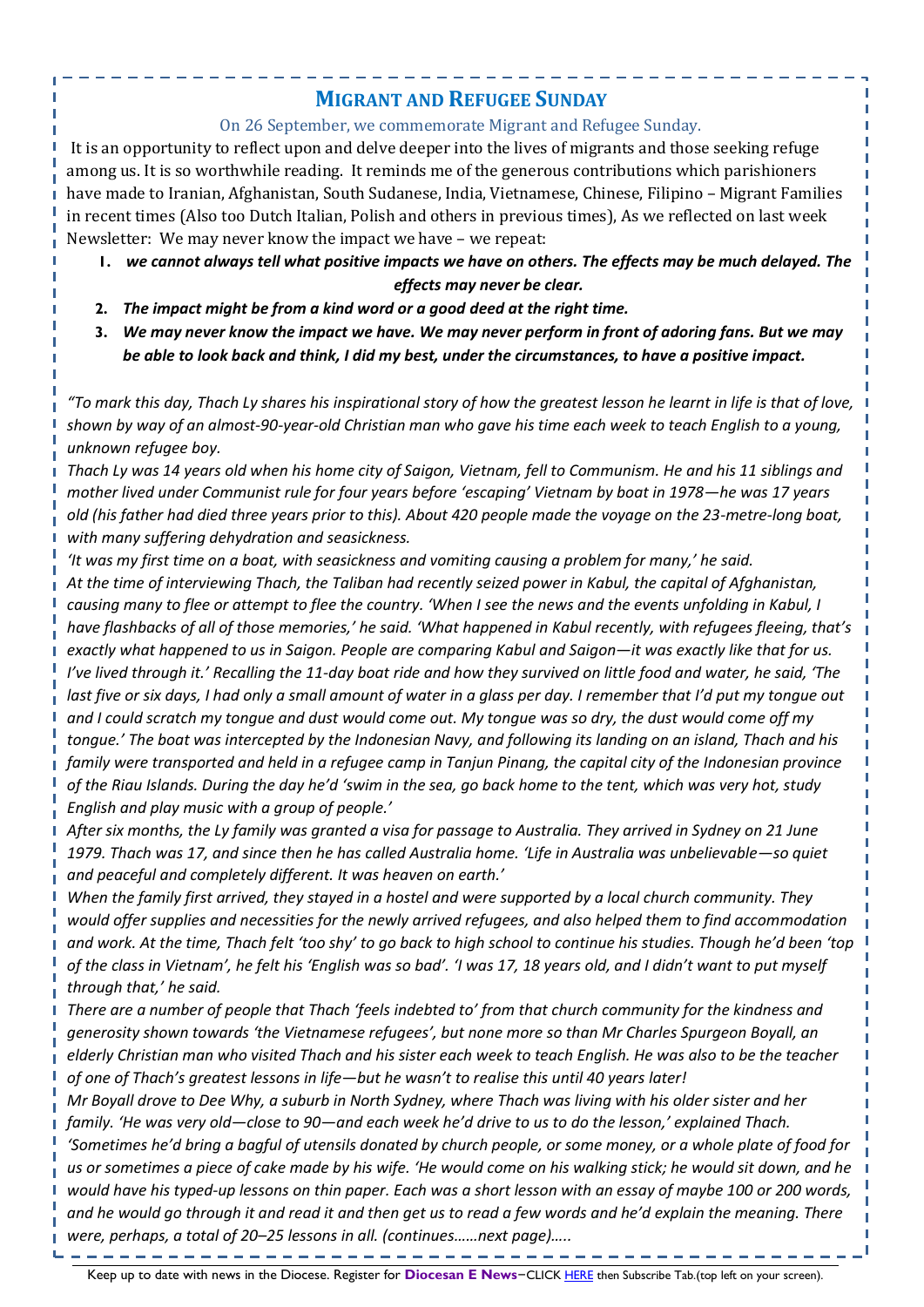## MIGRANT AND REFUGEE SUNDAY

On 26 September, we commemorate Migrant and Refugee Sunday.

It is an opportunity to reflect upon and delve deeper into the lives of migrants and those seeking refuge among us. It is so worthwhile reading. It reminds me of the generous contributions which parishioners have made to Iranian, Afghanistan, South Sudanese, India, Vietnamese, Chinese, Filipino – Migrant Families in recent times (Also too Dutch Italian, Polish and others in previous times), As we reflected on last week Newsletter: We may never know the impact we have – we repeat:

1. ***we cannot always tell what positive impacts we have on others. The effects may be much delayed. The effects may never be clear.***
2. ***The impact might be from a kind word or a good deed at the right time.***
3. ***We may never know the impact we have. We may never perform in front of adoring fans. But we may be able to look back and think, I did my best, under the circumstances, to have a positive impact.***

*"To mark this day, Thach Ly shares his inspirational story of how the greatest lesson he learnt in life is that of love, shown by way of an almost-90-year-old Christian man who gave his time each week to teach English to a young, unknown refugee boy.*

*Thach Ly was 14 years old when his home city of Saigon, Vietnam, fell to Communism. He and his 11 siblings and mother lived under Communist rule for four years before 'escaping' Vietnam by boat in 1978—he was 17 years old (his father had died three years prior to this). About 420 people made the voyage on the 23-metre-long boat, with many suffering dehydration and seasickness.*

*'It was my first time on a boat, with seasickness and vomiting causing a problem for many,' he said.*

*At the time of interviewing Thach, the Taliban had recently seized power in Kabul, the capital of Afghanistan, causing many to flee or attempt to flee the country. 'When I see the news and the events unfolding in Kabul, I have flashbacks of all of those memories,' he said. 'What happened in Kabul recently, with refugees fleeing, that's exactly what happened to us in Saigon. People are comparing Kabul and Saigon—it was exactly like that for us. I've lived through it.' Recalling the 11-day boat ride and how they survived on little food and water, he said, 'The last five or six days, I had only a small amount of water in a glass per day. I remember that I'd put my tongue out and I could scratch my tongue and dust would come out. My tongue was so dry, the dust would come off my tongue.' The boat was intercepted by the Indonesian Navy, and following its landing on an island, Thach and his family were transported and held in a refugee camp in Tanjun Pinang, the capital city of the Indonesian province of the Riau Islands. During the day he'd 'swim in the sea, go back home to the tent, which was very hot, study English and play music with a group of people.'*

*After six months, the Ly family was granted a visa for passage to Australia. They arrived in Sydney on 21 June 1979. Thach was 17, and since then he has called Australia home. 'Life in Australia was unbelievable—so quiet and peaceful and completely different. It was heaven on earth.'*

*When the family first arrived, they stayed in a hostel and were supported by a local church community. They would offer supplies and necessities for the newly arrived refugees, and also helped them to find accommodation and work. At the time, Thach felt 'too shy' to go back to high school to continue his studies. Though he'd been 'top of the class in Vietnam', he felt his 'English was so bad'. 'I was 17, 18 years old, and I didn't want to put myself through that,' he said.*

*There are a number of people that Thach 'feels indebted to' from that church community for the kindness and generosity shown towards 'the Vietnamese refugees', but none more so than Mr Charles Spurgeon Boyall, an elderly Christian man who visited Thach and his sister each week to teach English. He was also to be the teacher of one of Thach's greatest lessons in life—but he wasn't to realise this until 40 years later!*

*Mr Boyall drove to Dee Why, a suburb in North Sydney, where Thach was living with his older sister and her family. 'He was very old—close to 90—and each week he'd drive to us to do the lesson,' explained Thach. 'Sometimes he'd bring a bagful of utensils donated by church people, or some money, or a whole plate of food for us or sometimes a piece of cake made by his wife. 'He would come on his walking stick; he would sit down, and he would have his typed-up lessons on thin paper. Each was a short lesson with an essay of maybe 100 or 200 words, and he would go through it and read it and then get us to read a few words and he'd explain the meaning. There were, perhaps, a total of 20–25 lessons in all. (continues……next page)…..*

Keep up to date with news in the Diocese. Register for **Diocesan E News**–CLICK HERE then Subscribe Tab.(top left on your screen).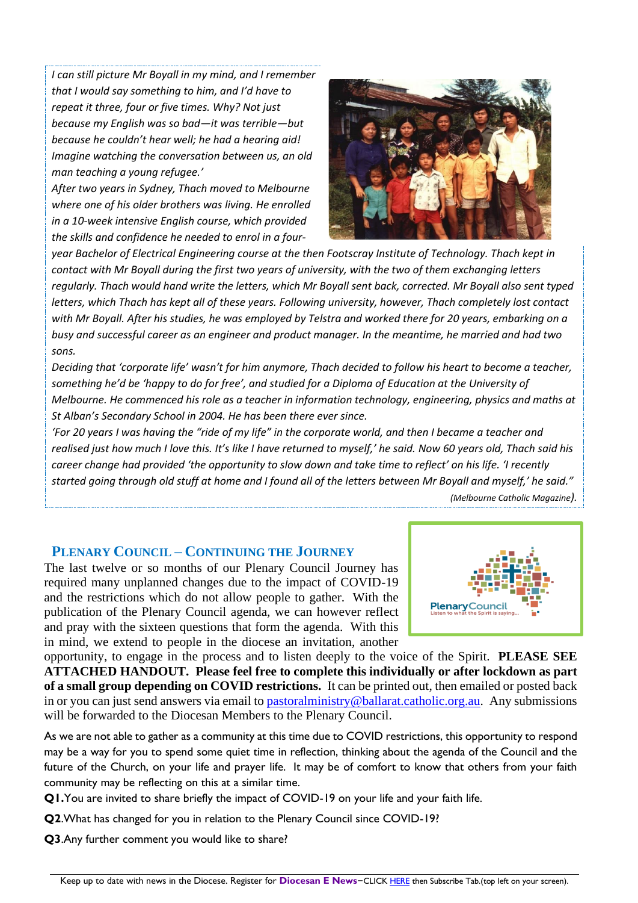*I can still picture Mr Boyall in my mind, and I remember that I would say something to him, and I'd have to repeat it three, four or five times. Why? Not just because my English was so bad—it was terrible—but because he couldn't hear well; he had a hearing aid! Imagine watching the conversation between us, an old man teaching a young refugee.'*

*After two years in Sydney, Thach moved to Melbourne where one of his older brothers was living. He enrolled in a 10-week intensive English course, which provided the skills and confidence he needed to enrol in a four-year Bachelor of Electrical Engineering course at the then Footscray Institute of Technology. Thach kept in contact with Mr Boyall during the first two years of university, with the two of them exchanging letters regularly. Thach would hand write the letters, which Mr Boyall sent back, corrected. Mr Boyall also sent typed letters, which Thach has kept all of these years. Following university, however, Thach completely lost contact with Mr Boyall. After his studies, he was employed by Telstra and worked there for 20 years, embarking on a busy and successful career as an engineer and product manager. In the meantime, he married and had two sons.*

*Deciding that 'corporate life' wasn't for him anymore, Thach decided to follow his heart to become a teacher, something he'd be 'happy to do for free', and studied for a Diploma of Education at the University of Melbourne. He commenced his role as a teacher in information technology, engineering, physics and maths at St Alban's Secondary School in 2004. He has been there ever since.*

*'For 20 years I was having the "ride of my life" in the corporate world, and then I became a teacher and realised just how much I love this. It's like I have returned to myself,' he said. Now 60 years old, Thach said his career change had provided 'the opportunity to slow down and take time to reflect' on his life. 'I recently started going through old stuff at home and I found all of the letters between Mr Boyall and myself,' he said."*

*(Melbourne Catholic Magazine).*

## PLENARY COUNCIL – CONTINUING THE JOURNEY

The last twelve or so months of our Plenary Council Journey has required many unplanned changes due to the impact of COVID-19 and the restrictions which do not allow people to gather. With the publication of the Plenary Council agenda, we can however reflect and pray with the sixteen questions that form the agenda. With this in mind, we extend to people in the diocese an invitation, another opportunity, to engage in the process and to listen deeply to the voice of the Spirit. **PLEASE SEE ATTACHED HANDOUT. Please feel free to complete this individually or after lockdown as part of a small group depending on COVID restrictions.** It can be printed out, then emailed or posted back in or you can just send answers via email to pastoralministry@ballarat.catholic.org.au. Any submissions will be forwarded to the Diocesan Members to the Plenary Council.

As we are not able to gather as a community at this time due to COVID restrictions, this opportunity to respond may be a way for you to spend some quiet time in reflection, thinking about the agenda of the Council and the future of the Church, on your life and prayer life. It may be of comfort to know that others from your faith community may be reflecting on this at a similar time.

**Q1.**You are invited to share briefly the impact of COVID-19 on your life and your faith life.

**Q2**.What has changed for you in relation to the Plenary Council since COVID-19?

**Q3**.Any further comment you would like to share?

Keep up to date with news in the Diocese. Register for **Diocesan E News**–CLICK HERE then Subscribe Tab.(top left on your screen).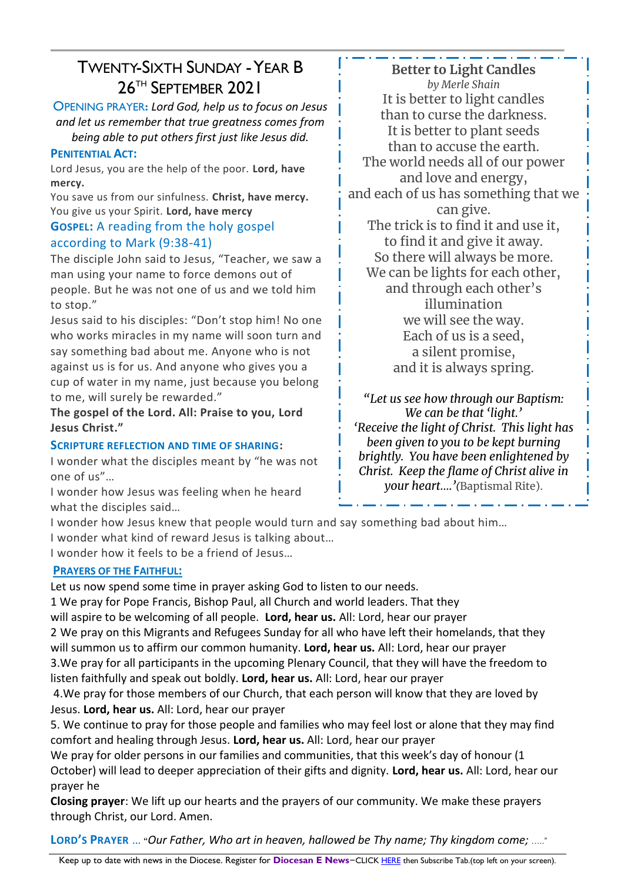# Twenty-Sixth Sunday - Year B
## 26th September 2021

**Opening Prayer:** *Lord God, help us to focus on Jesus and let us remember that true greatness comes from being able to put others first just like Jesus did.*

**Penitential Act:**

Lord Jesus, you are the help of the poor. **Lord, have mercy.**

You save us from our sinfulness. **Christ, have mercy.**

You give us your Spirit. **Lord, have mercy**

**Gospel:** A reading from the holy gospel according to Mark (9:38-41)

The disciple John said to Jesus, "Teacher, we saw a man using your name to force demons out of people. But he was not one of us and we told him to stop."

Jesus said to his disciples: "Don't stop him! No one who works miracles in my name will soon turn and say something bad about me. Anyone who is not against us is for us. And anyone who gives you a cup of water in my name, just because you belong to me, will surely be rewarded."

**The gospel of the Lord. All: Praise to you, Lord Jesus Christ."**

**Scripture Reflection and Time of Sharing:**

I wonder what the disciples meant by "he was not one of us"…

I wonder how Jesus was feeling when he heard what the disciples said…

I wonder how Jesus knew that people would turn and say something bad about him…

I wonder what kind of reward Jesus is talking about…

I wonder how it feels to be a friend of Jesus…

**Better to Light Candles**
*by Merle Shain*

It is better to light candles
than to curse the darkness.
It is better to plant seeds
than to accuse the earth.
The world needs all of our power
and love and energy,
and each of us has something that we can give.
The trick is to find it and use it,
to find it and give it away.
So there will always be more.
We can be lights for each other,
and through each other's illumination
we will see the way.
Each of us is a seed,
a silent promise,
and it is always spring.

*"Let us see how through our Baptism: We can be that 'light.'*
*'Receive the light of Christ. This light has been given to you to be kept burning brightly. You have been enlightened by Christ. Keep the flame of Christ alive in your heart….'*(Baptismal Rite).

**Prayers of the Faithful:**

Let us now spend some time in prayer asking God to listen to our needs.

1 We pray for Pope Francis, Bishop Paul, all Church and world leaders. That they will aspire to be welcoming of all people. **Lord, hear us.** All: Lord, hear our prayer

2 We pray on this Migrants and Refugees Sunday for all who have left their homelands, that they will summon us to affirm our common humanity. **Lord, hear us.** All: Lord, hear our prayer

3.We pray for all participants in the upcoming Plenary Council, that they will have the freedom to listen faithfully and speak out boldly. **Lord, hear us.** All: Lord, hear our prayer

4.We pray for those members of our Church, that each person will know that they are loved by Jesus. **Lord, hear us.** All: Lord, hear our prayer

5. We continue to pray for those people and families who may feel lost or alone that they may find comfort and healing through Jesus. **Lord, hear us.** All: Lord, hear our prayer

We pray for older persons in our families and communities, that this week's day of honour (1 October) will lead to deeper appreciation of their gifts and dignity. **Lord, hear us.** All: Lord, hear our prayer he

**Closing prayer**: We lift up our hearts and the prayers of our community. We make these prayers through Christ, our Lord. Amen.

**Lord's Prayer** … "*Our Father, Who art in heaven, hallowed be Thy name; Thy kingdom come;* ….."

Keep up to date with news in the Diocese. Register for **Diocesan E News**–CLICK HERE then Subscribe Tab.(top left on your screen).